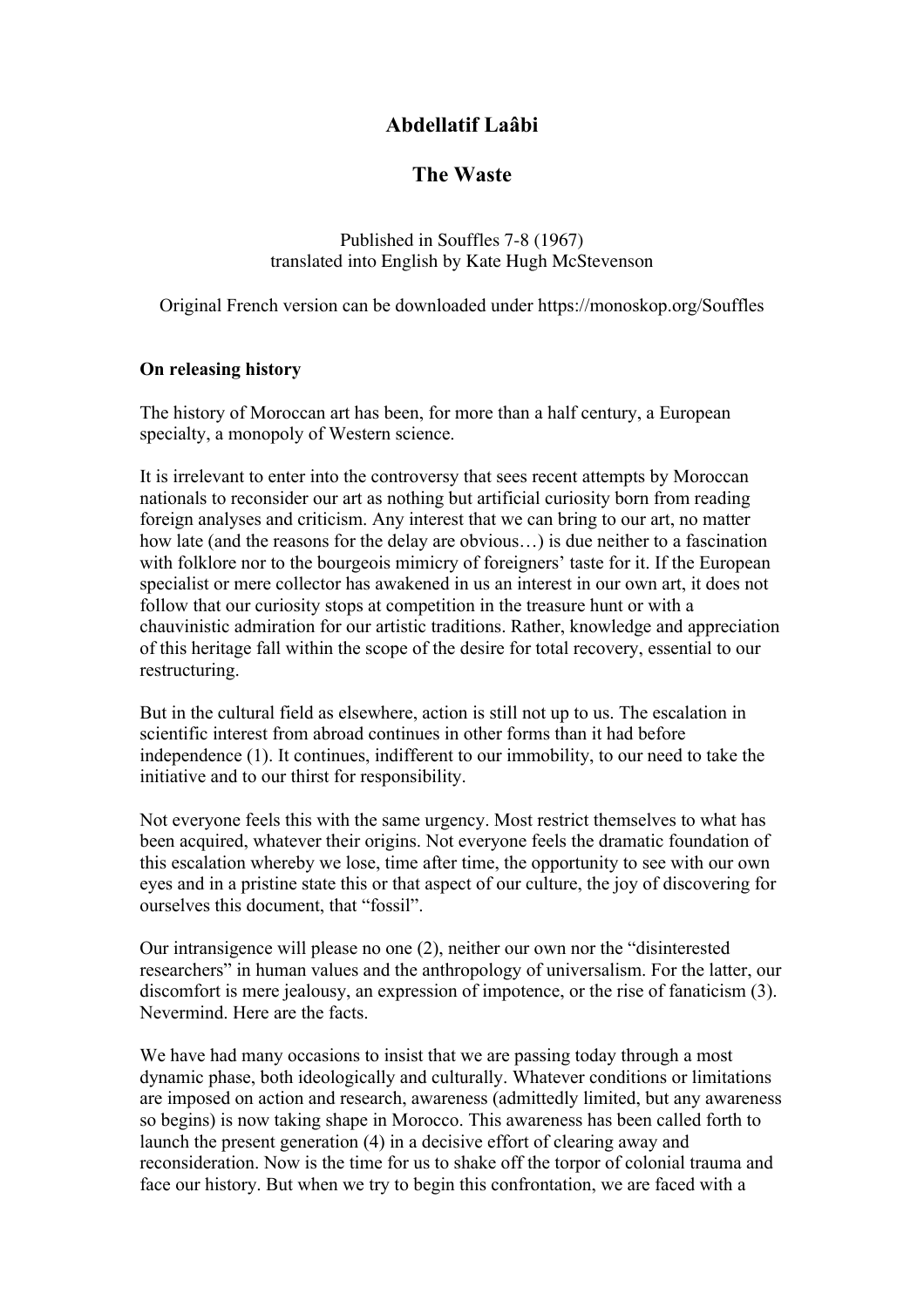# Abdellatif Laâbi

## The Waste

Published in Souffles 7-8 (1967)
translated into English by Kate Hugh McStevenson

Original French version can be downloaded under https://monoskop.org/Souffles

**On releasing history**

The history of Moroccan art has been, for more than a half century, a European specialty, a monopoly of Western science.

It is irrelevant to enter into the controversy that sees recent attempts by Moroccan nationals to reconsider our art as nothing but artificial curiosity born from reading foreign analyses and criticism. Any interest that we can bring to our art, no matter how late (and the reasons for the delay are obvious…) is due neither to a fascination with folklore nor to the bourgeois mimicry of foreigners' taste for it. If the European specialist or mere collector has awakened in us an interest in our own art, it does not follow that our curiosity stops at competition in the treasure hunt or with a chauvinistic admiration for our artistic traditions. Rather, knowledge and appreciation of this heritage fall within the scope of the desire for total recovery, essential to our restructuring.

But in the cultural field as elsewhere, action is still not up to us. The escalation in scientific interest from abroad continues in other forms than it had before independence (1). It continues, indifferent to our immobility, to our need to take the initiative and to our thirst for responsibility.

Not everyone feels this with the same urgency. Most restrict themselves to what has been acquired, whatever their origins. Not everyone feels the dramatic foundation of this escalation whereby we lose, time after time, the opportunity to see with our own eyes and in a pristine state this or that aspect of our culture, the joy of discovering for ourselves this document, that "fossil".

Our intransigence will please no one (2), neither our own nor the "disinterested researchers" in human values and the anthropology of universalism. For the latter, our discomfort is mere jealousy, an expression of impotence, or the rise of fanaticism (3). Nevermind. Here are the facts.

We have had many occasions to insist that we are passing today through a most dynamic phase, both ideologically and culturally. Whatever conditions or limitations are imposed on action and research, awareness (admittedly limited, but any awareness so begins) is now taking shape in Morocco. This awareness has been called forth to launch the present generation (4) in a decisive effort of clearing away and reconsideration. Now is the time for us to shake off the torpor of colonial trauma and face our history. But when we try to begin this confrontation, we are faced with a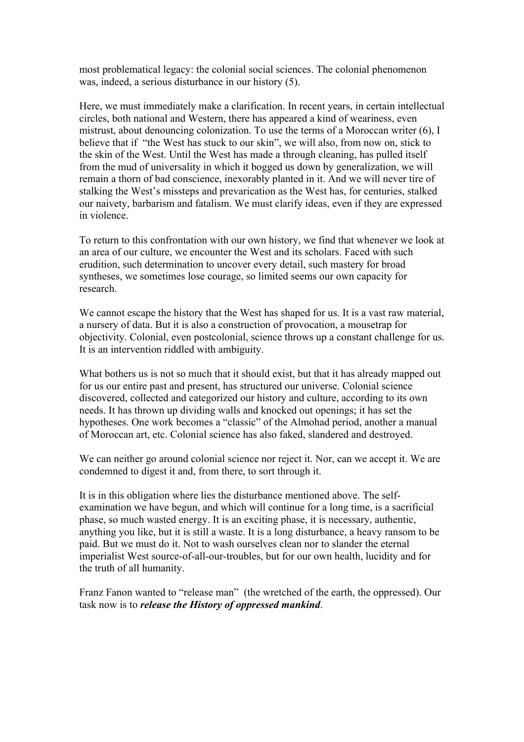most problematical legacy: the colonial social sciences. The colonial phenomenon was, indeed, a serious disturbance in our history (5).

Here, we must immediately make a clarification. In recent years, in certain intellectual circles, both national and Western, there has appeared a kind of weariness, even mistrust, about denouncing colonization. To use the terms of a Moroccan writer (6), I believe that if "the West has stuck to our skin", we will also, from now on, stick to the skin of the West. Until the West has made a through cleaning, has pulled itself from the mud of universality in which it bogged us down by generalization, we will remain a thorn of bad conscience, inexorably planted in it. And we will never tire of stalking the West's missteps and prevarication as the West has, for centuries, stalked our naivety, barbarism and fatalism. We must clarify ideas, even if they are expressed in violence.

To return to this confrontation with our own history, we find that whenever we look at an area of our culture, we encounter the West and its scholars. Faced with such erudition, such determination to uncover every detail, such mastery for broad syntheses, we sometimes lose courage, so limited seems our own capacity for research.

We cannot escape the history that the West has shaped for us. It is a vast raw material, a nursery of data. But it is also a construction of provocation, a mousetrap for objectivity. Colonial, even postcolonial, science throws up a constant challenge for us. It is an intervention riddled with ambiguity.

What bothers us is not so much that it should exist, but that it has already mapped out for us our entire past and present, has structured our universe. Colonial science discovered, collected and categorized our history and culture, according to its own needs. It has thrown up dividing walls and knocked out openings; it has set the hypotheses. One work becomes a "classic" of the Almohad period, another a manual of Moroccan art, etc. Colonial science has also faked, slandered and destroyed.

We can neither go around colonial science nor reject it. Nor, can we accept it. We are condemned to digest it and, from there, to sort through it.

It is in this obligation where lies the disturbance mentioned above. The self-examination we have begun, and which will continue for a long time, is a sacrificial phase, so much wasted energy. It is an exciting phase, it is necessary, authentic, anything you like, but it is still a waste. It is a long disturbance, a heavy ransom to be paid. But we must do it. Not to wash ourselves clean nor to slander the eternal imperialist West source-of-all-our-troubles, but for our own health, lucidity and for the truth of all humanity.

Franz Fanon wanted to "release man" (the wretched of the earth, the oppressed). Our task now is to ***release the History of oppressed mankind***.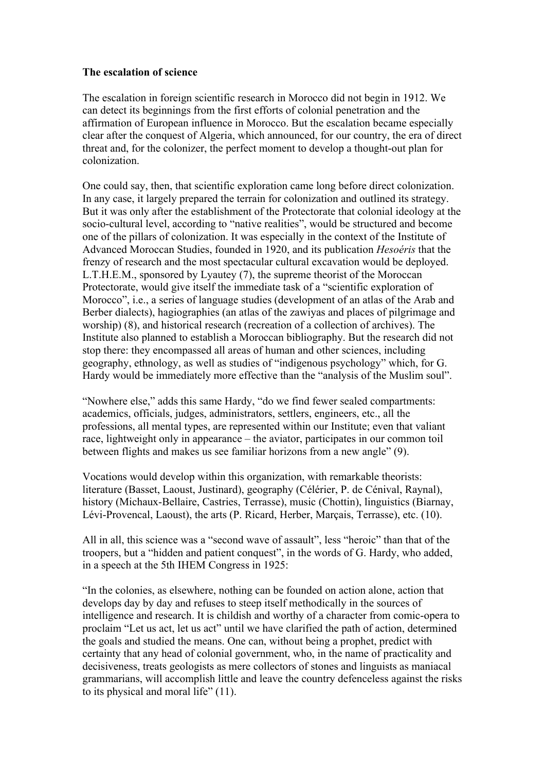**The escalation of science**

The escalation in foreign scientific research in Morocco did not begin in 1912. We can detect its beginnings from the first efforts of colonial penetration and the affirmation of European influence in Morocco. But the escalation became especially clear after the conquest of Algeria, which announced, for our country, the era of direct threat and, for the colonizer, the perfect moment to develop a thought-out plan for colonization.

One could say, then, that scientific exploration came long before direct colonization. In any case, it largely prepared the terrain for colonization and outlined its strategy. But it was only after the establishment of the Protectorate that colonial ideology at the socio-cultural level, according to "native realities", would be structured and become one of the pillars of colonization. It was especially in the context of the Institute of Advanced Moroccan Studies, founded in 1920, and its publication *Hesoéris* that the frenzy of research and the most spectacular cultural excavation would be deployed. L.T.H.E.M., sponsored by Lyautey (7), the supreme theorist of the Moroccan Protectorate, would give itself the immediate task of a "scientific exploration of Morocco", i.e., a series of language studies (development of an atlas of the Arab and Berber dialects), hagiographies (an atlas of the zawiyas and places of pilgrimage and worship) (8), and historical research (recreation of a collection of archives). The Institute also planned to establish a Moroccan bibliography. But the research did not stop there: they encompassed all areas of human and other sciences, including geography, ethnology, as well as studies of "indigenous psychology" which, for G. Hardy would be immediately more effective than the "analysis of the Muslim soul".

"Nowhere else," adds this same Hardy, "do we find fewer sealed compartments: academics, officials, judges, administrators, settlers, engineers, etc., all the professions, all mental types, are represented within our Institute; even that valiant race, lightweight only in appearance – the aviator, participates in our common toil between flights and makes us see familiar horizons from a new angle" (9).

Vocations would develop within this organization, with remarkable theorists: literature (Basset, Laoust, Justinard), geography (Célérier, P. de Cénival, Raynal), history (Michaux-Bellaire, Castries, Terrasse), music (Chottin), linguistics (Biarnay, Lévi-Provencal, Laoust), the arts (P. Ricard, Herber, Marçais, Terrasse), etc. (10).

All in all, this science was a "second wave of assault", less "heroic" than that of the troopers, but a "hidden and patient conquest", in the words of G. Hardy, who added, in a speech at the 5th IHEM Congress in 1925:

"In the colonies, as elsewhere, nothing can be founded on action alone, action that develops day by day and refuses to steep itself methodically in the sources of intelligence and research. It is childish and worthy of a character from comic-opera to proclaim "Let us act, let us act" until we have clarified the path of action, determined the goals and studied the means. One can, without being a prophet, predict with certainty that any head of colonial government, who, in the name of practicality and decisiveness, treats geologists as mere collectors of stones and linguists as maniacal grammarians, will accomplish little and leave the country defenceless against the risks to its physical and moral life" (11).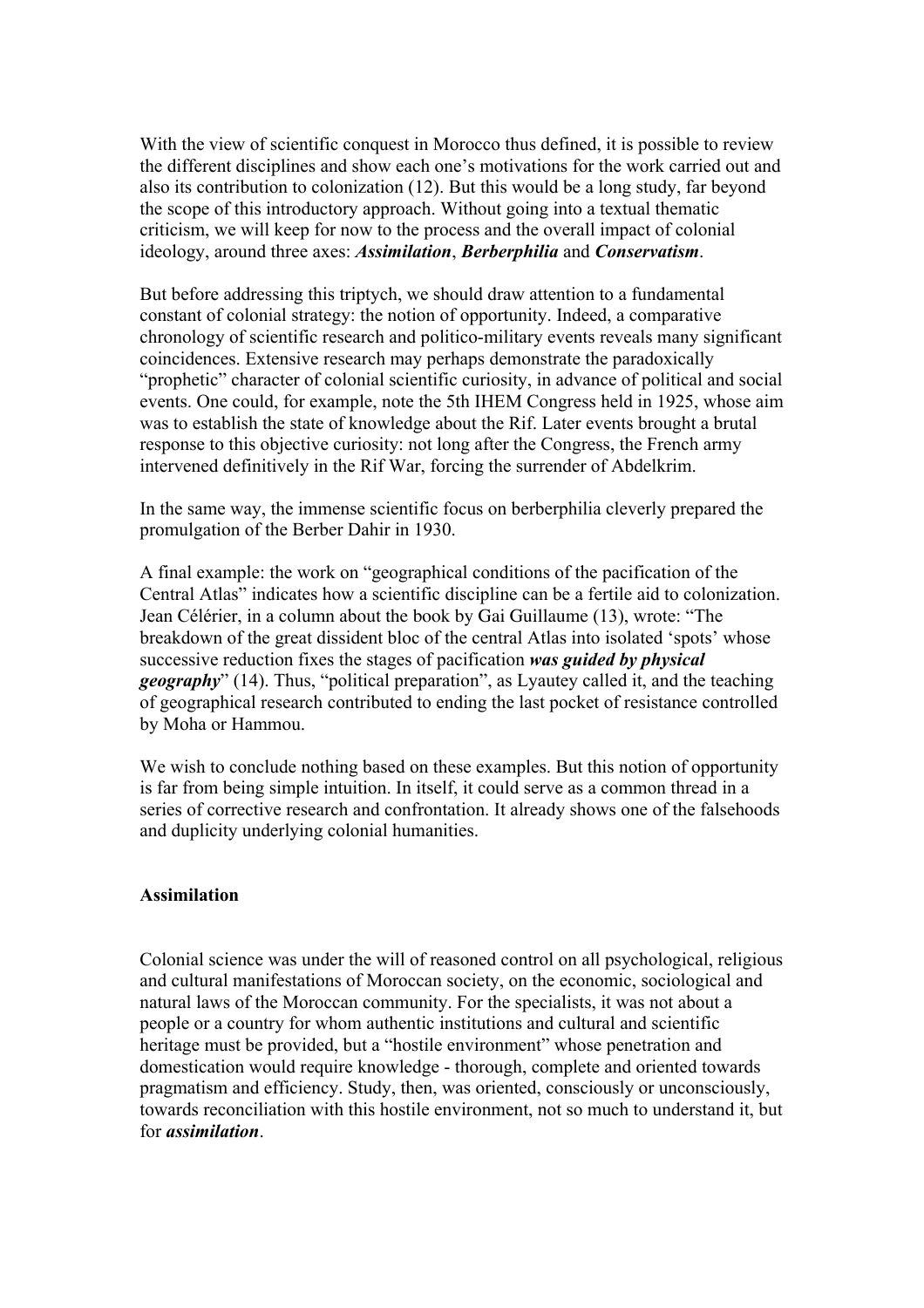With the view of scientific conquest in Morocco thus defined, it is possible to review the different disciplines and show each one's motivations for the work carried out and also its contribution to colonization (12). But this would be a long study, far beyond the scope of this introductory approach. Without going into a textual thematic criticism, we will keep for now to the process and the overall impact of colonial ideology, around three axes: ***Assimilation***, ***Berberphilia*** and ***Conservatism***.

But before addressing this triptych, we should draw attention to a fundamental constant of colonial strategy: the notion of opportunity. Indeed, a comparative chronology of scientific research and politico-military events reveals many significant coincidences. Extensive research may perhaps demonstrate the paradoxically "prophetic" character of colonial scientific curiosity, in advance of political and social events. One could, for example, note the 5th IHEM Congress held in 1925, whose aim was to establish the state of knowledge about the Rif. Later events brought a brutal response to this objective curiosity: not long after the Congress, the French army intervened definitively in the Rif War, forcing the surrender of Abdelkrim.

In the same way, the immense scientific focus on berberphilia cleverly prepared the promulgation of the Berber Dahir in 1930.

A final example: the work on "geographical conditions of the pacification of the Central Atlas" indicates how a scientific discipline can be a fertile aid to colonization. Jean Célérier, in a column about the book by Gai Guillaume (13), wrote: "The breakdown of the great dissident bloc of the central Atlas into isolated 'spots' whose successive reduction fixes the stages of pacification ***was guided by physical geography***" (14). Thus, "political preparation", as Lyautey called it, and the teaching of geographical research contributed to ending the last pocket of resistance controlled by Moha or Hammou.

We wish to conclude nothing based on these examples. But this notion of opportunity is far from being simple intuition. In itself, it could serve as a common thread in a series of corrective research and confrontation. It already shows one of the falsehoods and duplicity underlying colonial humanities.

## Assimilation

Colonial science was under the will of reasoned control on all psychological, religious and cultural manifestations of Moroccan society, on the economic, sociological and natural laws of the Moroccan community. For the specialists, it was not about a people or a country for whom authentic institutions and cultural and scientific heritage must be provided, but a "hostile environment" whose penetration and domestication would require knowledge - thorough, complete and oriented towards pragmatism and efficiency. Study, then, was oriented, consciously or unconsciously, towards reconciliation with this hostile environment, not so much to understand it, but for ***assimilation***.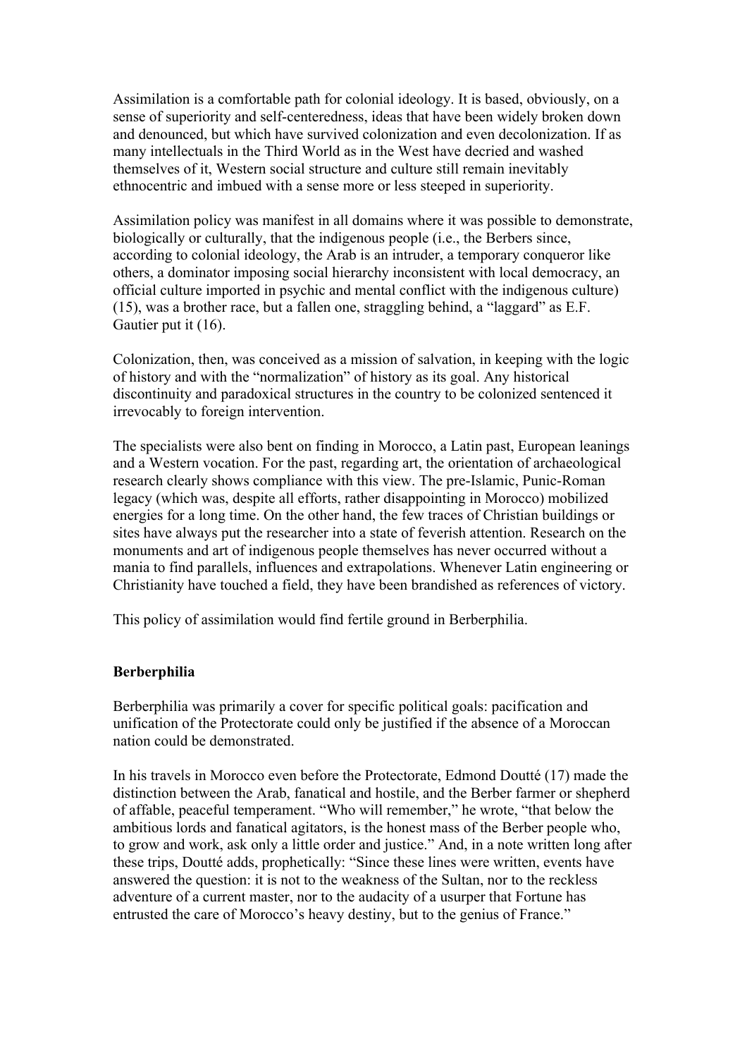Assimilation is a comfortable path for colonial ideology. It is based, obviously, on a sense of superiority and self-centeredness, ideas that have been widely broken down and denounced, but which have survived colonization and even decolonization. If as many intellectuals in the Third World as in the West have decried and washed themselves of it, Western social structure and culture still remain inevitably ethnocentric and imbued with a sense more or less steeped in superiority.

Assimilation policy was manifest in all domains where it was possible to demonstrate, biologically or culturally, that the indigenous people (i.e., the Berbers since, according to colonial ideology, the Arab is an intruder, a temporary conqueror like others, a dominator imposing social hierarchy inconsistent with local democracy, an official culture imported in psychic and mental conflict with the indigenous culture) (15), was a brother race, but a fallen one, straggling behind, a "laggard" as E.F. Gautier put it (16).

Colonization, then, was conceived as a mission of salvation, in keeping with the logic of history and with the "normalization" of history as its goal. Any historical discontinuity and paradoxical structures in the country to be colonized sentenced it irrevocably to foreign intervention.

The specialists were also bent on finding in Morocco, a Latin past, European leanings and a Western vocation. For the past, regarding art, the orientation of archaeological research clearly shows compliance with this view. The pre-Islamic, Punic-Roman legacy (which was, despite all efforts, rather disappointing in Morocco) mobilized energies for a long time. On the other hand, the few traces of Christian buildings or sites have always put the researcher into a state of feverish attention. Research on the monuments and art of indigenous people themselves has never occurred without a mania to find parallels, influences and extrapolations. Whenever Latin engineering or Christianity have touched a field, they have been brandished as references of victory.

This policy of assimilation would find fertile ground in Berberphilia.

**Berberphilia**

Berberphilia was primarily a cover for specific political goals: pacification and unification of the Protectorate could only be justified if the absence of a Moroccan nation could be demonstrated.

In his travels in Morocco even before the Protectorate, Edmond Doutté (17) made the distinction between the Arab, fanatical and hostile, and the Berber farmer or shepherd of affable, peaceful temperament. "Who will remember," he wrote, "that below the ambitious lords and fanatical agitators, is the honest mass of the Berber people who, to grow and work, ask only a little order and justice." And, in a note written long after these trips, Doutté adds, prophetically: "Since these lines were written, events have answered the question: it is not to the weakness of the Sultan, nor to the reckless adventure of a current master, nor to the audacity of a usurper that Fortune has entrusted the care of Morocco's heavy destiny, but to the genius of France."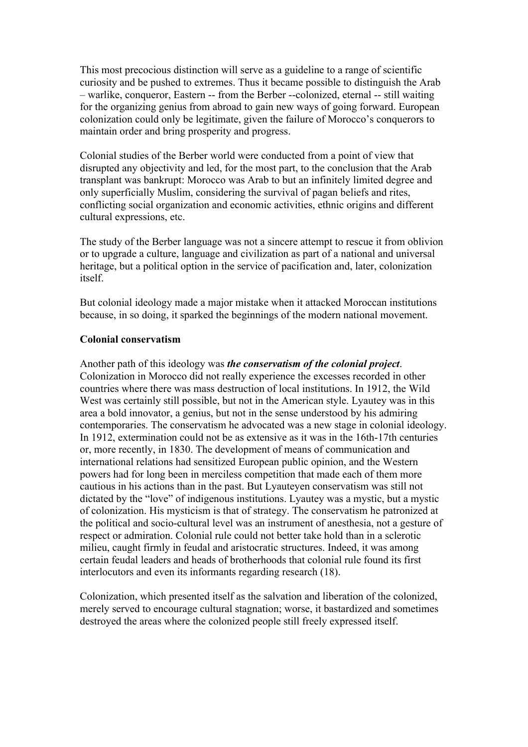This most precocious distinction will serve as a guideline to a range of scientific curiosity and be pushed to extremes. Thus it became possible to distinguish the Arab – warlike, conqueror, Eastern -- from the Berber --colonized, eternal -- still waiting for the organizing genius from abroad to gain new ways of going forward. European colonization could only be legitimate, given the failure of Morocco's conquerors to maintain order and bring prosperity and progress.

Colonial studies of the Berber world were conducted from a point of view that disrupted any objectivity and led, for the most part, to the conclusion that the Arab transplant was bankrupt: Morocco was Arab to but an infinitely limited degree and only superficially Muslim, considering the survival of pagan beliefs and rites, conflicting social organization and economic activities, ethnic origins and different cultural expressions, etc.

The study of the Berber language was not a sincere attempt to rescue it from oblivion or to upgrade a culture, language and civilization as part of a national and universal heritage, but a political option in the service of pacification and, later, colonization itself.

But colonial ideology made a major mistake when it attacked Moroccan institutions because, in so doing, it sparked the beginnings of the modern national movement.

**Colonial conservatism**

Another path of this ideology was ***the conservatism of the colonial project***. Colonization in Morocco did not really experience the excesses recorded in other countries where there was mass destruction of local institutions. In 1912, the Wild West was certainly still possible, but not in the American style. Lyautey was in this area a bold innovator, a genius, but not in the sense understood by his admiring contemporaries. The conservatism he advocated was a new stage in colonial ideology. In 1912, extermination could not be as extensive as it was in the 16th-17th centuries or, more recently, in 1830. The development of means of communication and international relations had sensitized European public opinion, and the Western powers had for long been in merciless competition that made each of them more cautious in his actions than in the past. But Lyauteyen conservatism was still not dictated by the "love" of indigenous institutions. Lyautey was a mystic, but a mystic of colonization. His mysticism is that of strategy. The conservatism he patronized at the political and socio-cultural level was an instrument of anesthesia, not a gesture of respect or admiration. Colonial rule could not better take hold than in a sclerotic milieu, caught firmly in feudal and aristocratic structures. Indeed, it was among certain feudal leaders and heads of brotherhoods that colonial rule found its first interlocutors and even its informants regarding research (18).

Colonization, which presented itself as the salvation and liberation of the colonized, merely served to encourage cultural stagnation; worse, it bastardized and sometimes destroyed the areas where the colonized people still freely expressed itself.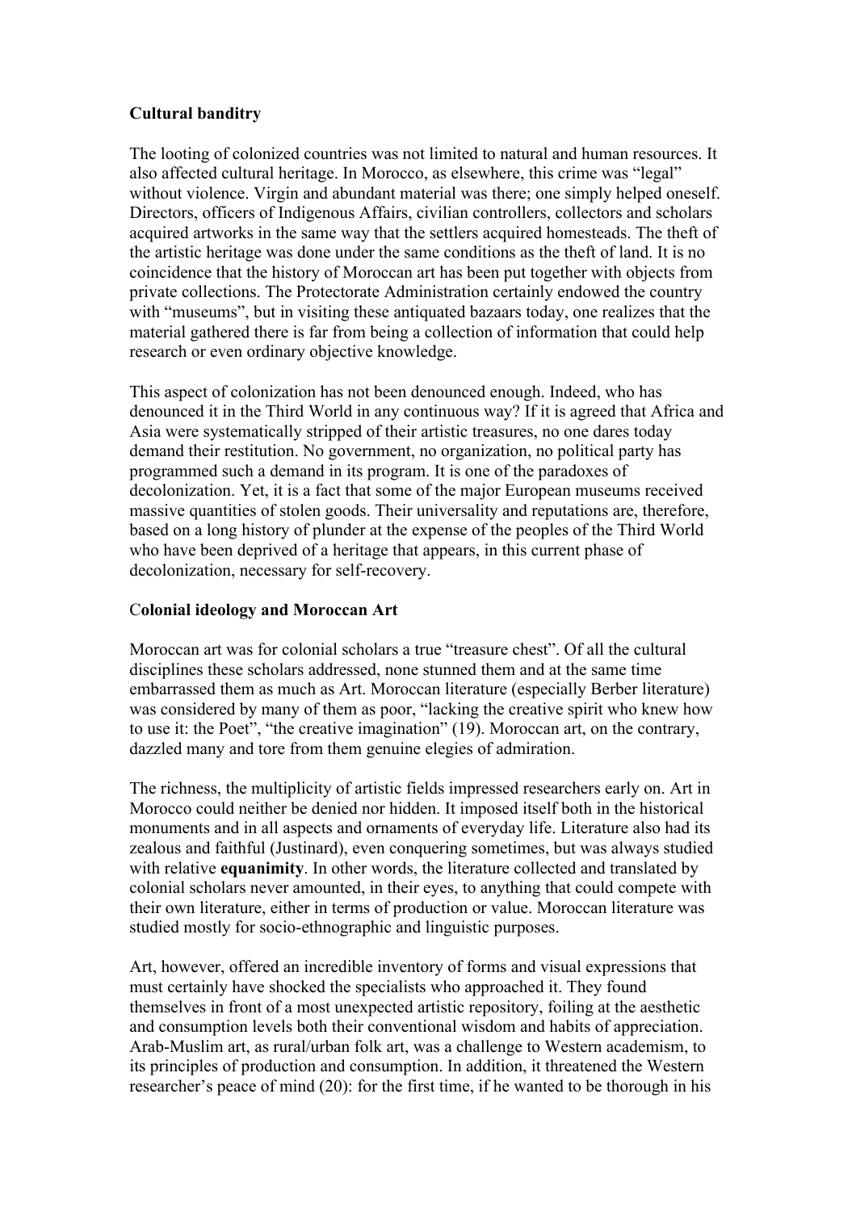**Cultural banditry**

The looting of colonized countries was not limited to natural and human resources. It also affected cultural heritage. In Morocco, as elsewhere, this crime was "legal" without violence. Virgin and abundant material was there; one simply helped oneself. Directors, officers of Indigenous Affairs, civilian controllers, collectors and scholars acquired artworks in the same way that the settlers acquired homesteads. The theft of the artistic heritage was done under the same conditions as the theft of land. It is no coincidence that the history of Moroccan art has been put together with objects from private collections. The Protectorate Administration certainly endowed the country with "museums", but in visiting these antiquated bazaars today, one realizes that the material gathered there is far from being a collection of information that could help research or even ordinary objective knowledge.

This aspect of colonization has not been denounced enough. Indeed, who has denounced it in the Third World in any continuous way? If it is agreed that Africa and Asia were systematically stripped of their artistic treasures, no one dares today demand their restitution. No government, no organization, no political party has programmed such a demand in its program. It is one of the paradoxes of decolonization. Yet, it is a fact that some of the major European museums received massive quantities of stolen goods. Their universality and reputations are, therefore, based on a long history of plunder at the expense of the peoples of the Third World who have been deprived of a heritage that appears, in this current phase of decolonization, necessary for self-recovery.

**Colonial ideology and Moroccan Art**

Moroccan art was for colonial scholars a true "treasure chest". Of all the cultural disciplines these scholars addressed, none stunned them and at the same time embarrassed them as much as Art. Moroccan literature (especially Berber literature) was considered by many of them as poor, "lacking the creative spirit who knew how to use it: the Poet", "the creative imagination" (19). Moroccan art, on the contrary, dazzled many and tore from them genuine elegies of admiration.

The richness, the multiplicity of artistic fields impressed researchers early on. Art in Morocco could neither be denied nor hidden. It imposed itself both in the historical monuments and in all aspects and ornaments of everyday life. Literature also had its zealous and faithful (Justinard), even conquering sometimes, but was always studied with relative **equanimity**. In other words, the literature collected and translated by colonial scholars never amounted, in their eyes, to anything that could compete with their own literature, either in terms of production or value. Moroccan literature was studied mostly for socio-ethnographic and linguistic purposes.

Art, however, offered an incredible inventory of forms and visual expressions that must certainly have shocked the specialists who approached it. They found themselves in front of a most unexpected artistic repository, foiling at the aesthetic and consumption levels both their conventional wisdom and habits of appreciation. Arab-Muslim art, as rural/urban folk art, was a challenge to Western academism, to its principles of production and consumption. In addition, it threatened the Western researcher's peace of mind (20): for the first time, if he wanted to be thorough in his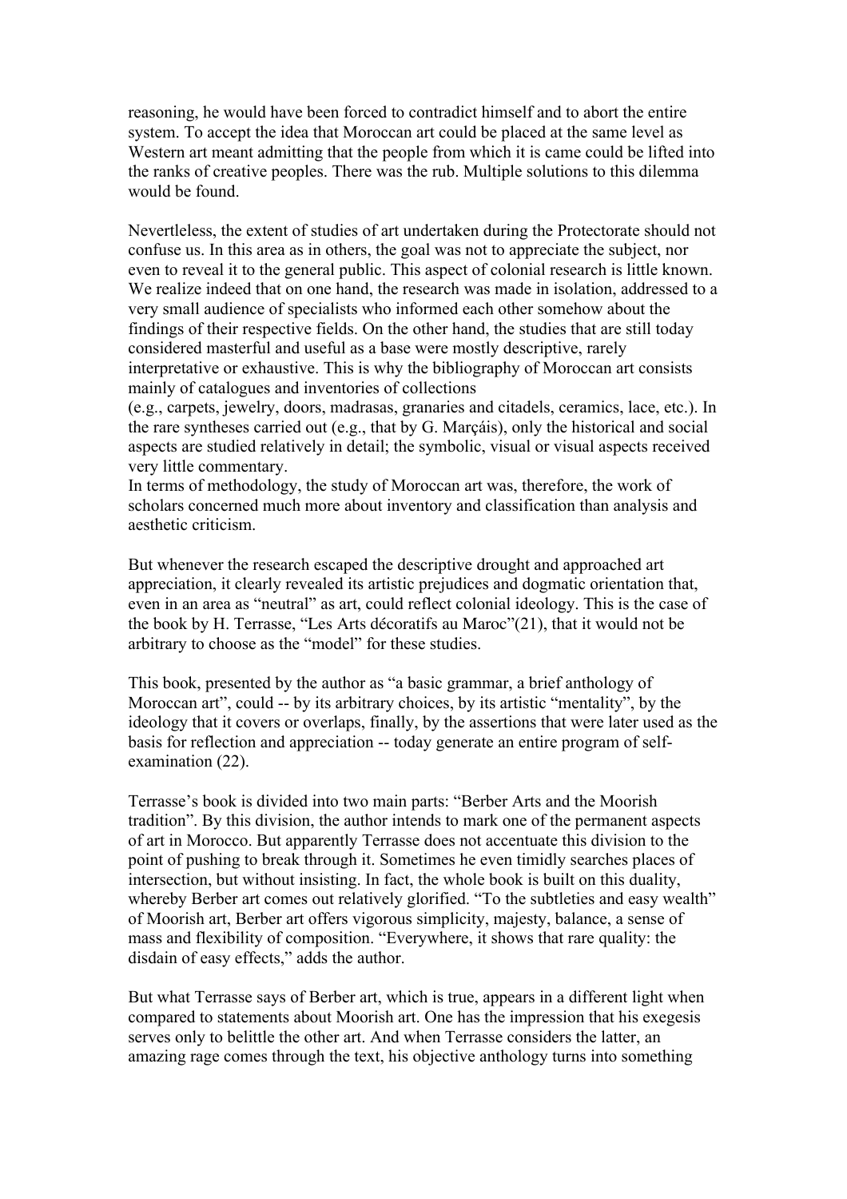reasoning, he would have been forced to contradict himself and to abort the entire system. To accept the idea that Moroccan art could be placed at the same level as Western art meant admitting that the people from which it is came could be lifted into the ranks of creative peoples. There was the rub. Multiple solutions to this dilemma would be found.

Nevertleless, the extent of studies of art undertaken during the Protectorate should not confuse us. In this area as in others, the goal was not to appreciate the subject, nor even to reveal it to the general public. This aspect of colonial research is little known. We realize indeed that on one hand, the research was made in isolation, addressed to a very small audience of specialists who informed each other somehow about the findings of their respective fields. On the other hand, the studies that are still today considered masterful and useful as a base were mostly descriptive, rarely interpretative or exhaustive. This is why the bibliography of Moroccan art consists mainly of catalogues and inventories of collections
(e.g., carpets, jewelry, doors, madrasas, granaries and citadels, ceramics, lace, etc.). In the rare syntheses carried out (e.g., that by G. Marçáis), only the historical and social aspects are studied relatively in detail; the symbolic, visual or visual aspects received very little commentary.
In terms of methodology, the study of Moroccan art was, therefore, the work of scholars concerned much more about inventory and classification than analysis and aesthetic criticism.

But whenever the research escaped the descriptive drought and approached art appreciation, it clearly revealed its artistic prejudices and dogmatic orientation that, even in an area as "neutral" as art, could reflect colonial ideology. This is the case of the book by H. Terrasse, "Les Arts décoratifs au Maroc"(21), that it would not be arbitrary to choose as the "model" for these studies.

This book, presented by the author as "a basic grammar, a brief anthology of Moroccan art", could -- by its arbitrary choices, by its artistic "mentality", by the ideology that it covers or overlaps, finally, by the assertions that were later used as the basis for reflection and appreciation -- today generate an entire program of self-examination (22).

Terrasse's book is divided into two main parts: "Berber Arts and the Moorish tradition". By this division, the author intends to mark one of the permanent aspects of art in Morocco. But apparently Terrasse does not accentuate this division to the point of pushing to break through it. Sometimes he even timidly searches places of intersection, but without insisting. In fact, the whole book is built on this duality, whereby Berber art comes out relatively glorified. "To the subtleties and easy wealth" of Moorish art, Berber art offers vigorous simplicity, majesty, balance, a sense of mass and flexibility of composition. "Everywhere, it shows that rare quality: the disdain of easy effects," adds the author.

But what Terrasse says of Berber art, which is true, appears in a different light when compared to statements about Moorish art. One has the impression that his exegesis serves only to belittle the other art. And when Terrasse considers the latter, an amazing rage comes through the text, his objective anthology turns into something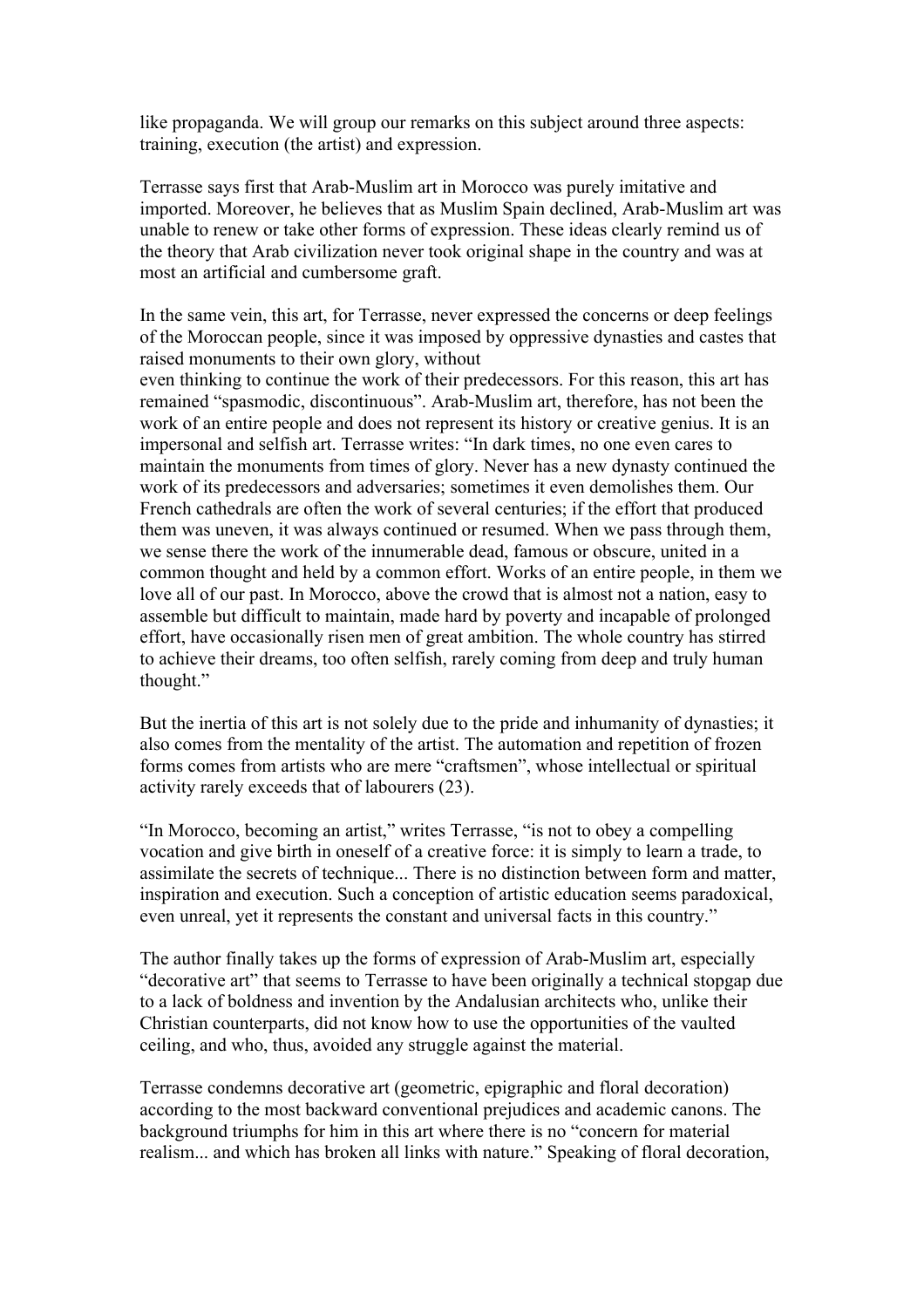like propaganda. We will group our remarks on this subject around three aspects: training, execution (the artist) and expression.

Terrasse says first that Arab-Muslim art in Morocco was purely imitative and imported. Moreover, he believes that as Muslim Spain declined, Arab-Muslim art was unable to renew or take other forms of expression. These ideas clearly remind us of the theory that Arab civilization never took original shape in the country and was at most an artificial and cumbersome graft.

In the same vein, this art, for Terrasse, never expressed the concerns or deep feelings of the Moroccan people, since it was imposed by oppressive dynasties and castes that raised monuments to their own glory, without even thinking to continue the work of their predecessors. For this reason, this art has remained "spasmodic, discontinuous". Arab-Muslim art, therefore, has not been the work of an entire people and does not represent its history or creative genius. It is an impersonal and selfish art. Terrasse writes: "In dark times, no one even cares to maintain the monuments from times of glory. Never has a new dynasty continued the work of its predecessors and adversaries; sometimes it even demolishes them. Our French cathedrals are often the work of several centuries; if the effort that produced them was uneven, it was always continued or resumed. When we pass through them, we sense there the work of the innumerable dead, famous or obscure, united in a common thought and held by a common effort. Works of an entire people, in them we love all of our past. In Morocco, above the crowd that is almost not a nation, easy to assemble but difficult to maintain, made hard by poverty and incapable of prolonged effort, have occasionally risen men of great ambition. The whole country has stirred to achieve their dreams, too often selfish, rarely coming from deep and truly human thought."

But the inertia of this art is not solely due to the pride and inhumanity of dynasties; it also comes from the mentality of the artist. The automation and repetition of frozen forms comes from artists who are mere "craftsmen", whose intellectual or spiritual activity rarely exceeds that of labourers (23).

"In Morocco, becoming an artist," writes Terrasse, "is not to obey a compelling vocation and give birth in oneself of a creative force: it is simply to learn a trade, to assimilate the secrets of technique... There is no distinction between form and matter, inspiration and execution. Such a conception of artistic education seems paradoxical, even unreal, yet it represents the constant and universal facts in this country."

The author finally takes up the forms of expression of Arab-Muslim art, especially "decorative art" that seems to Terrasse to have been originally a technical stopgap due to a lack of boldness and invention by the Andalusian architects who, unlike their Christian counterparts, did not know how to use the opportunities of the vaulted ceiling, and who, thus, avoided any struggle against the material.

Terrasse condemns decorative art (geometric, epigraphic and floral decoration) according to the most backward conventional prejudices and academic canons. The background triumphs for him in this art where there is no "concern for material realism... and which has broken all links with nature." Speaking of floral decoration,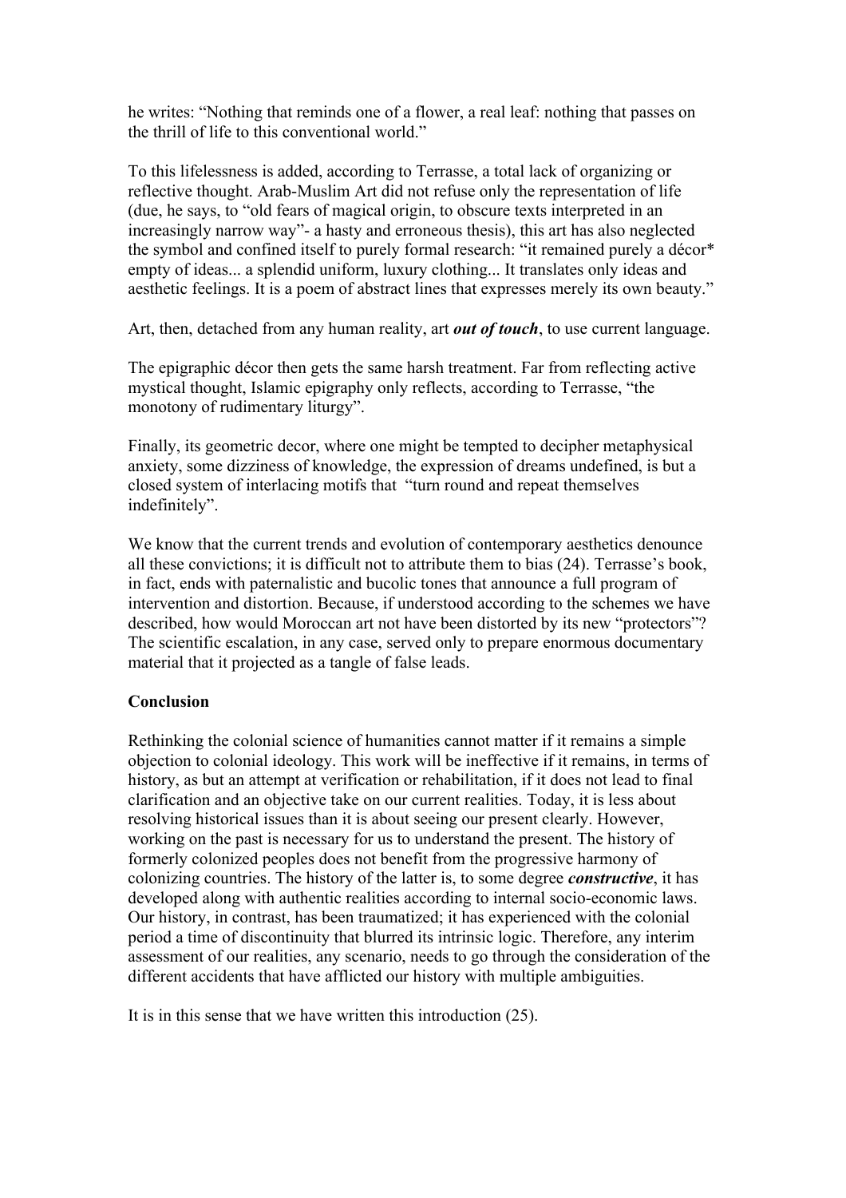he writes: "Nothing that reminds one of a flower, a real leaf: nothing that passes on the thrill of life to this conventional world."

To this lifelessness is added, according to Terrasse, a total lack of organizing or reflective thought. Arab-Muslim Art did not refuse only the representation of life (due, he says, to "old fears of magical origin, to obscure texts interpreted in an increasingly narrow way"- a hasty and erroneous thesis), this art has also neglected the symbol and confined itself to purely formal research: "it remained purely a décor* empty of ideas... a splendid uniform, luxury clothing... It translates only ideas and aesthetic feelings. It is a poem of abstract lines that expresses merely its own beauty."

Art, then, detached from any human reality, art ***out of touch***, to use current language.

The epigraphic décor then gets the same harsh treatment. Far from reflecting active mystical thought, Islamic epigraphy only reflects, according to Terrasse, "the monotony of rudimentary liturgy".

Finally, its geometric decor, where one might be tempted to decipher metaphysical anxiety, some dizziness of knowledge, the expression of dreams undefined, is but a closed system of interlacing motifs that "turn round and repeat themselves indefinitely".

We know that the current trends and evolution of contemporary aesthetics denounce all these convictions; it is difficult not to attribute them to bias (24). Terrasse's book, in fact, ends with paternalistic and bucolic tones that announce a full program of intervention and distortion. Because, if understood according to the schemes we have described, how would Moroccan art not have been distorted by its new "protectors"? The scientific escalation, in any case, served only to prepare enormous documentary material that it projected as a tangle of false leads.

**Conclusion**

Rethinking the colonial science of humanities cannot matter if it remains a simple objection to colonial ideology. This work will be ineffective if it remains, in terms of history, as but an attempt at verification or rehabilitation, if it does not lead to final clarification and an objective take on our current realities. Today, it is less about resolving historical issues than it is about seeing our present clearly. However, working on the past is necessary for us to understand the present. The history of formerly colonized peoples does not benefit from the progressive harmony of colonizing countries. The history of the latter is, to some degree ***constructive***, it has developed along with authentic realities according to internal socio-economic laws. Our history, in contrast, has been traumatized; it has experienced with the colonial period a time of discontinuity that blurred its intrinsic logic. Therefore, any interim assessment of our realities, any scenario, needs to go through the consideration of the different accidents that have afflicted our history with multiple ambiguities.

It is in this sense that we have written this introduction (25).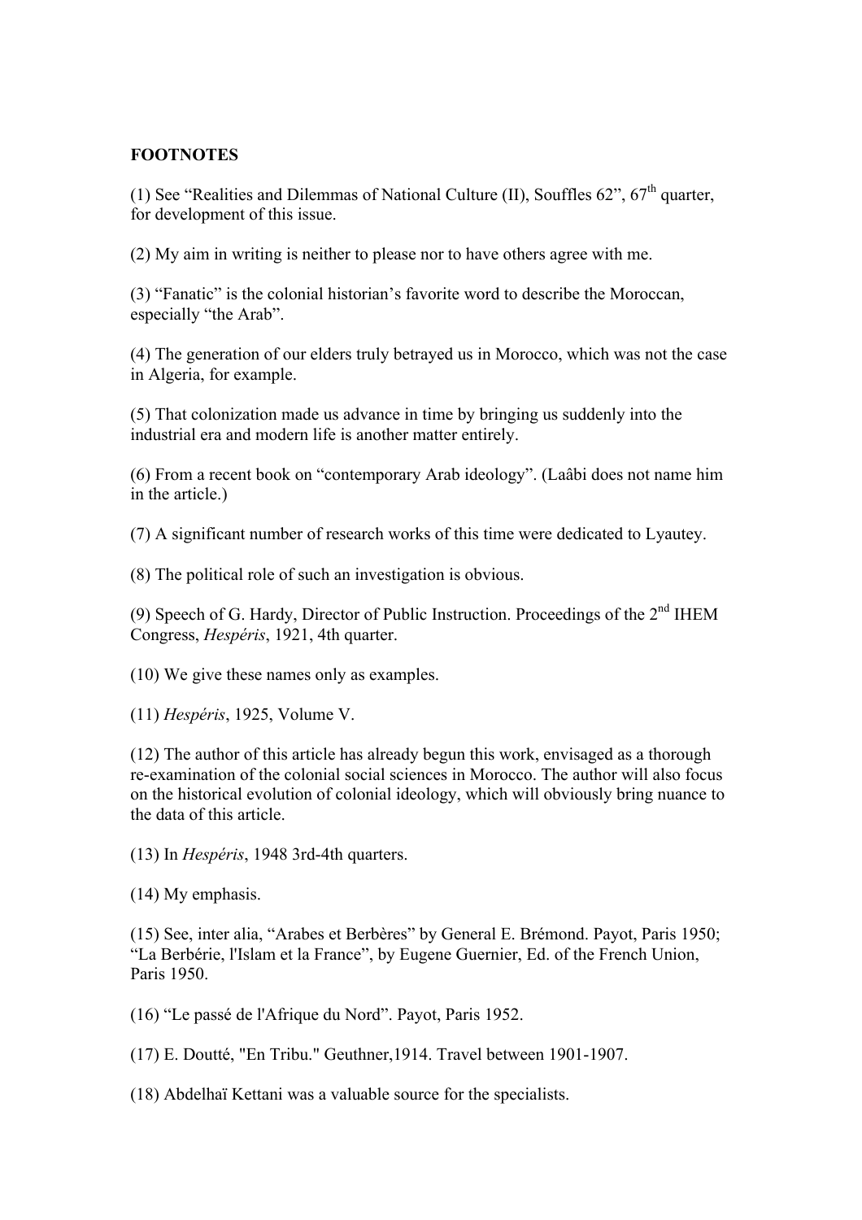**FOOTNOTES**

(1) See "Realities and Dilemmas of National Culture (II), Souffles 62", 67th quarter, for development of this issue.

(2) My aim in writing is neither to please nor to have others agree with me.

(3) "Fanatic" is the colonial historian's favorite word to describe the Moroccan, especially "the Arab".

(4) The generation of our elders truly betrayed us in Morocco, which was not the case in Algeria, for example.

(5) That colonization made us advance in time by bringing us suddenly into the industrial era and modern life is another matter entirely.

(6) From a recent book on "contemporary Arab ideology". (Laâbi does not name him in the article.)

(7) A significant number of research works of this time were dedicated to Lyautey.

(8) The political role of such an investigation is obvious.

(9) Speech of G. Hardy, Director of Public Instruction. Proceedings of the 2nd IHEM Congress, *Hespéris*, 1921, 4th quarter.

(10) We give these names only as examples.

(11) *Hespéris*, 1925, Volume V.

(12) The author of this article has already begun this work, envisaged as a thorough re-examination of the colonial social sciences in Morocco. The author will also focus on the historical evolution of colonial ideology, which will obviously bring nuance to the data of this article.

(13) In *Hespéris*, 1948 3rd-4th quarters.

(14) My emphasis.

(15) See, inter alia, "Arabes et Berbères" by General E. Brémond. Payot, Paris 1950; "La Berbérie, l'Islam et la France", by Eugene Guernier, Ed. of the French Union, Paris 1950.

(16) "Le passé de l'Afrique du Nord". Payot, Paris 1952.

(17) E. Doutté, "En Tribu." Geuthner,1914. Travel between 1901-1907.

(18) Abdelhaï Kettani was a valuable source for the specialists.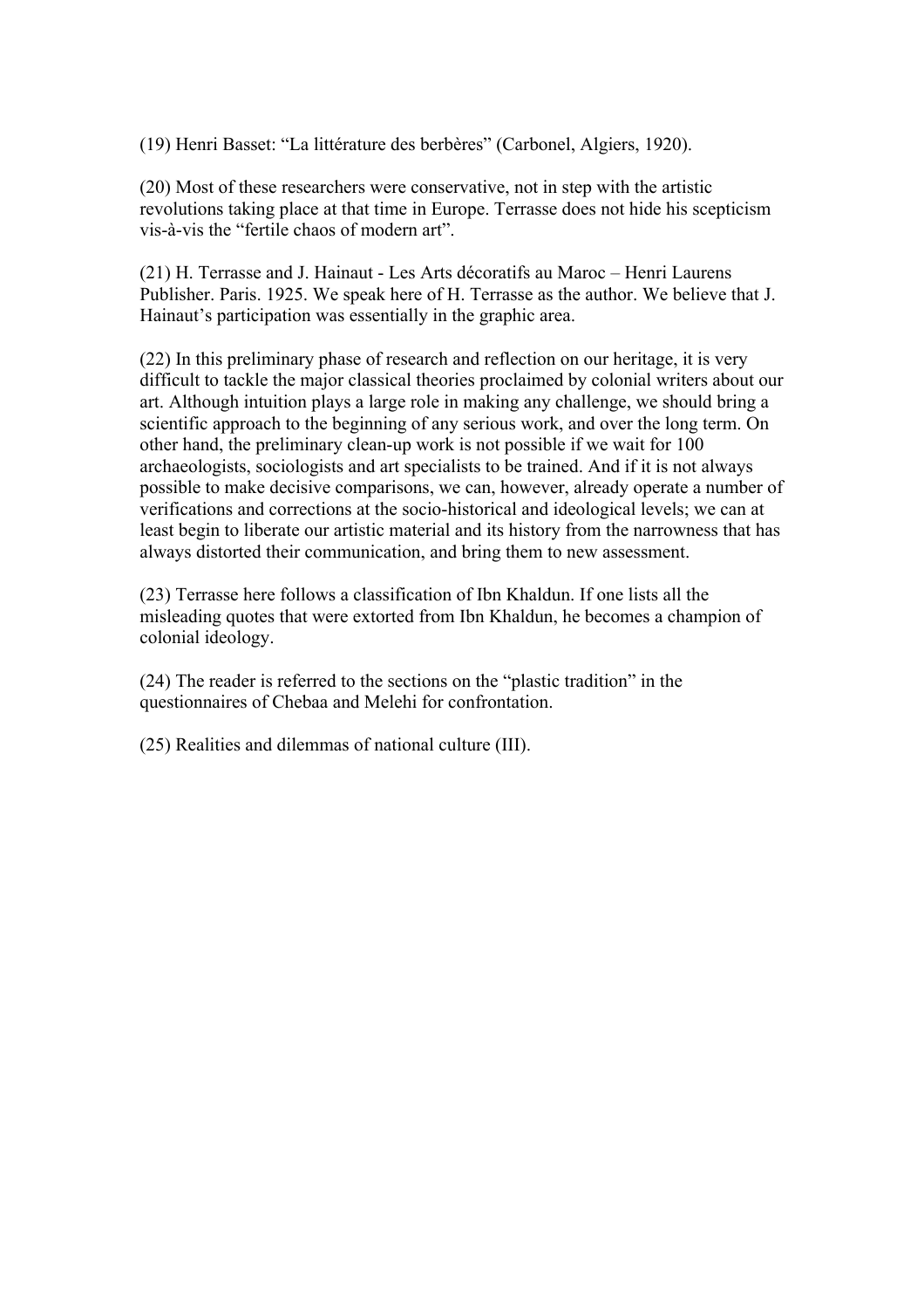(19) Henri Basset: “La littérature des berbères” (Carbonel, Algiers, 1920).

(20) Most of these researchers were conservative, not in step with the artistic revolutions taking place at that time in Europe. Terrasse does not hide his scepticism vis-à-vis the “fertile chaos of modern art”.

(21) H. Terrasse and J. Hainaut - Les Arts décoratifs au Maroc – Henri Laurens Publisher. Paris. 1925. We speak here of H. Terrasse as the author. We believe that J. Hainaut’s participation was essentially in the graphic area.

(22) In this preliminary phase of research and reflection on our heritage, it is very difficult to tackle the major classical theories proclaimed by colonial writers about our art. Although intuition plays a large role in making any challenge, we should bring a scientific approach to the beginning of any serious work, and over the long term. On other hand, the preliminary clean-up work is not possible if we wait for 100 archaeologists, sociologists and art specialists to be trained. And if it is not always possible to make decisive comparisons, we can, however, already operate a number of verifications and corrections at the socio-historical and ideological levels; we can at least begin to liberate our artistic material and its history from the narrowness that has always distorted their communication, and bring them to new assessment.

(23) Terrasse here follows a classification of Ibn Khaldun. If one lists all the misleading quotes that were extorted from Ibn Khaldun, he becomes a champion of colonial ideology.

(24) The reader is referred to the sections on the “plastic tradition” in the questionnaires of Chebaa and Melehi for confrontation.

(25) Realities and dilemmas of national culture (III).